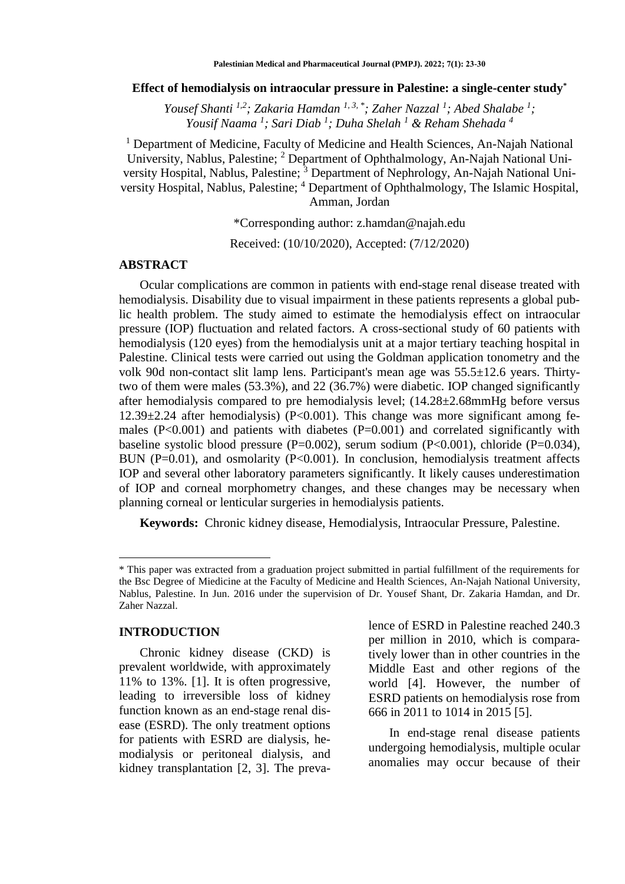# Effect of hemodialysis on intraocular pressure in Palestine: a single-center study*

*Yousef Shanti [1,2]; Zakaria Hamdan [1,3,*]; Zaher Nazzal [1]; Abed Shalabe [1]; Yousif Naama [1]; Sari Diab [1]; Duha Shelah [1] & Reham Shehada [4]*

[1] Department of Medicine, Faculty of Medicine and Health Sciences, An-Najah National University, Nablus, Palestine; [2] Department of Ophthalmology, An-Najah National University Hospital, Nablus, Palestine; [3] Department of Nephrology, An-Najah National University Hospital, Nablus, Palestine; [4] Department of Ophthalmology, The Islamic Hospital, Amman, Jordan

*Corresponding author: z.hamdan@najah.edu

Received: (10/10/2020), Accepted: (7/12/2020)

## ABSTRACT

Ocular complications are common in patients with end-stage renal disease treated with hemodialysis. Disability due to visual impairment in these patients represents a global public health problem. The study aimed to estimate the hemodialysis effect on intraocular pressure (IOP) fluctuation and related factors. A cross-sectional study of 60 patients with hemodialysis (120 eyes) from the hemodialysis unit at a major tertiary teaching hospital in Palestine. Clinical tests were carried out using the Goldman application tonometry and the volk 90d non-contact slit lamp lens. Participant's mean age was 55.5±12.6 years. Thirty-two of them were males (53.3%), and 22 (36.7%) were diabetic. IOP changed significantly after hemodialysis compared to pre hemodialysis level; (14.28±2.68mmHg before versus 12.39±2.24 after hemodialysis) (P<0.001). This change was more significant among females (P<0.001) and patients with diabetes (P=0.001) and correlated significantly with baseline systolic blood pressure (P=0.002), serum sodium (P<0.001), chloride (P=0.034), BUN (P=0.01), and osmolarity (P<0.001). In conclusion, hemodialysis treatment affects IOP and several other laboratory parameters significantly. It likely causes underestimation of IOP and corneal morphometry changes, and these changes may be necessary when planning corneal or lenticular surgeries in hemodialysis patients.

**Keywords:** Chronic kidney disease, Hemodialysis, Intraocular Pressure, Palestine.

## INTRODUCTION

Chronic kidney disease (CKD) is prevalent worldwide, with approximately 11% to 13%. [1]. It is often progressive, leading to irreversible loss of kidney function known as an end-stage renal disease (ESRD). The only treatment options for patients with ESRD are dialysis, hemodialysis or peritoneal dialysis, and kidney transplantation [2, 3]. The prevalence of ESRD in Palestine reached 240.3 per million in 2010, which is comparatively lower than in other countries in the Middle East and other regions of the world [4]. However, the number of ESRD patients on hemodialysis rose from 666 in 2011 to 1014 in 2015 [5].

In end-stage renal disease patients undergoing hemodialysis, multiple ocular anomalies may occur because of their

---

* This paper was extracted from a graduation project submitted in partial fulfillment of the requirements for the Bsc Degree of Miedicine at the Faculty of Medicine and Health Sciences, An-Najah National University, Nablus, Palestine. In Jun. 2016 under the supervision of Dr. Yousef Shant, Dr. Zakaria Hamdan, and Dr. Zaher Nazzal.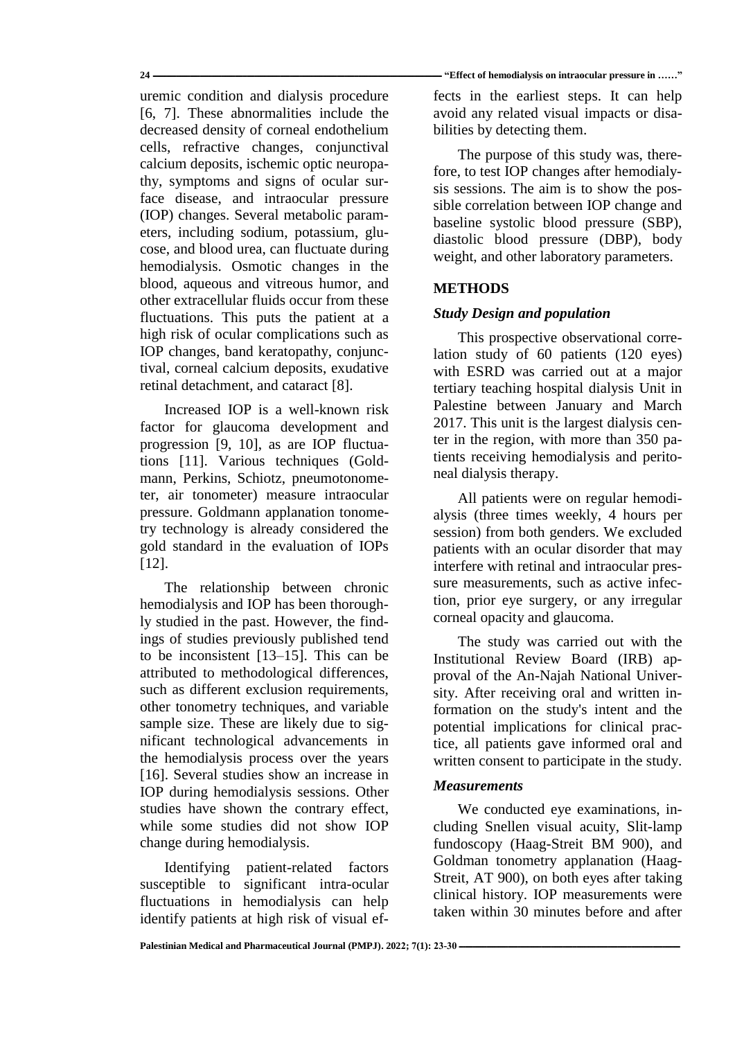uremic condition and dialysis procedure [6, 7]. These abnormalities include the decreased density of corneal endothelium cells, refractive changes, conjunctival calcium deposits, ischemic optic neuropathy, symptoms and signs of ocular surface disease, and intraocular pressure (IOP) changes. Several metabolic parameters, including sodium, potassium, glucose, and blood urea, can fluctuate during hemodialysis. Osmotic changes in the blood, aqueous and vitreous humor, and other extracellular fluids occur from these fluctuations. This puts the patient at a high risk of ocular complications such as IOP changes, band keratopathy, conjunctival, corneal calcium deposits, exudative retinal detachment, and cataract [8].

Increased IOP is a well-known risk factor for glaucoma development and progression [9, 10], as are IOP fluctuations [11]. Various techniques (Goldmann, Perkins, Schiotz, pneumotonometer, air tonometer) measure intraocular pressure. Goldmann applanation tonometry technology is already considered the gold standard in the evaluation of IOPs [12].

The relationship between chronic hemodialysis and IOP has been thoroughly studied in the past. However, the findings of studies previously published tend to be inconsistent [13–15]. This can be attributed to methodological differences, such as different exclusion requirements, other tonometry techniques, and variable sample size. These are likely due to significant technological advancements in the hemodialysis process over the years [16]. Several studies show an increase in IOP during hemodialysis sessions. Other studies have shown the contrary effect, while some studies did not show IOP change during hemodialysis.

Identifying patient-related factors susceptible to significant intra-ocular fluctuations in hemodialysis can help identify patients at high risk of visual effects in the earliest steps. It can help avoid any related visual impacts or disabilities by detecting them.

The purpose of this study was, therefore, to test IOP changes after hemodialysis sessions. The aim is to show the possible correlation between IOP change and baseline systolic blood pressure (SBP), diastolic blood pressure (DBP), body weight, and other laboratory parameters.

## METHODS

### *Study Design and population*

This prospective observational correlation study of 60 patients (120 eyes) with ESRD was carried out at a major tertiary teaching hospital dialysis Unit in Palestine between January and March 2017. This unit is the largest dialysis center in the region, with more than 350 patients receiving hemodialysis and peritoneal dialysis therapy.

All patients were on regular hemodialysis (three times weekly, 4 hours per session) from both genders. We excluded patients with an ocular disorder that may interfere with retinal and intraocular pressure measurements, such as active infection, prior eye surgery, or any irregular corneal opacity and glaucoma.

The study was carried out with the Institutional Review Board (IRB) approval of the An-Najah National University. After receiving oral and written information on the study's intent and the potential implications for clinical practice, all patients gave informed oral and written consent to participate in the study.

### *Measurements*

We conducted eye examinations, including Snellen visual acuity, Slit-lamp fundoscopy (Haag-Streit BM 900), and Goldman tonometry applanation (Haag-Streit, AT 900), on both eyes after taking clinical history. IOP measurements were taken within 30 minutes before and after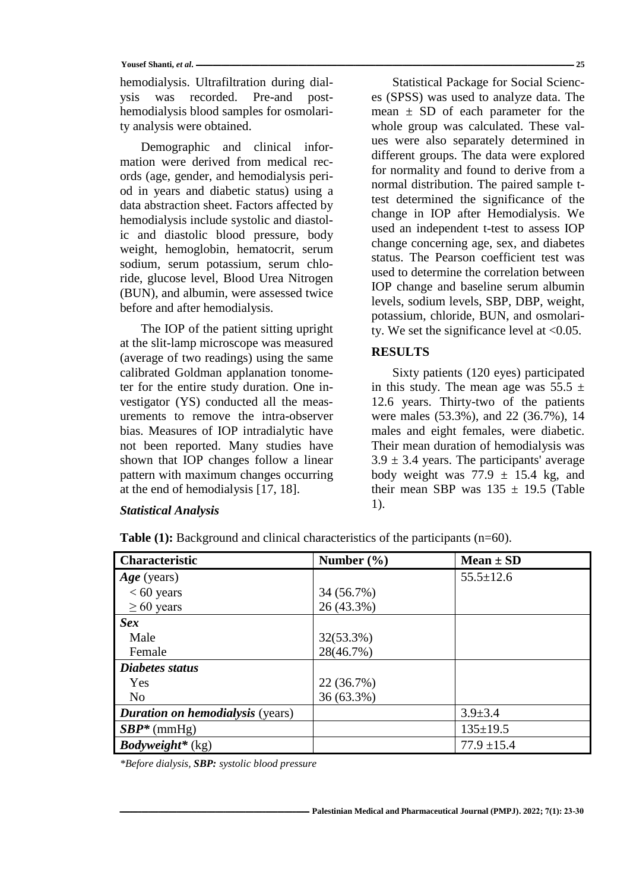hemodialysis. Ultrafiltration during dialysis was recorded. Pre-and post-hemodialysis blood samples for osmolarity analysis were obtained.

Demographic and clinical information were derived from medical records (age, gender, and hemodialysis period in years and diabetic status) using a data abstraction sheet. Factors affected by hemodialysis include systolic and diastolic and diastolic blood pressure, body weight, hemoglobin, hematocrit, serum sodium, serum potassium, serum chloride, glucose level, Blood Urea Nitrogen (BUN), and albumin, were assessed twice before and after hemodialysis.

The IOP of the patient sitting upright at the slit-lamp microscope was measured (average of two readings) using the same calibrated Goldman applanation tonometer for the entire study duration. One investigator (YS) conducted all the measurements to remove the intra-observer bias. Measures of IOP intradialytic have not been reported. Many studies have shown that IOP changes follow a linear pattern with maximum changes occurring at the end of hemodialysis [17, 18].

### *Statistical Analysis*

Statistical Package for Social Sciences (SPSS) was used to analyze data. The mean ± SD of each parameter for the whole group was calculated. These values were also separately determined in different groups. The data were explored for normality and found to derive from a normal distribution. The paired sample t-test determined the significance of the change in IOP after Hemodialysis. We used an independent t-test to assess IOP change concerning age, sex, and diabetes status. The Pearson coefficient test was used to determine the correlation between IOP change and baseline serum albumin levels, sodium levels, SBP, DBP, weight, potassium, chloride, BUN, and osmolarity. We set the significance level at <0.05.

## RESULTS

Sixty patients (120 eyes) participated in this study. The mean age was 55.5 ± 12.6 years. Thirty-two of the patients were males (53.3%), and 22 (36.7%), 14 males and eight females, were diabetic. Their mean duration of hemodialysis was 3.9 ± 3.4 years. The participants' average body weight was 77.9 ± 15.4 kg, and their mean SBP was 135 ± 19.5 (Table 1).

**Table (1):** Background and clinical characteristics of the participants (n=60).

| Characteristic | Number (%) | Mean ± SD |
|---|---|---|
| ***Age*** (years) | | 55.5±12.6 |
| < 60 years | 34 (56.7%) | |
| ≥ 60 years | 26 (43.3%) | |
| ***Sex*** | | |
| Male | 32(53.3%) | |
| Female | 28(46.7%) | |
| ***Diabetes status*** | | |
| Yes | 22 (36.7%) | |
| No | 36 (63.3%) | |
| ***Duration on hemodialysis*** (years) | | 3.9±3.4 |
| ***SBP**** (mmHg) | | 135±19.5 |
| ***Bodyweight**** (kg) | | 77.9 ±15.4 |

*\*Before dialysis,* ***SBP:*** *systolic blood pressure*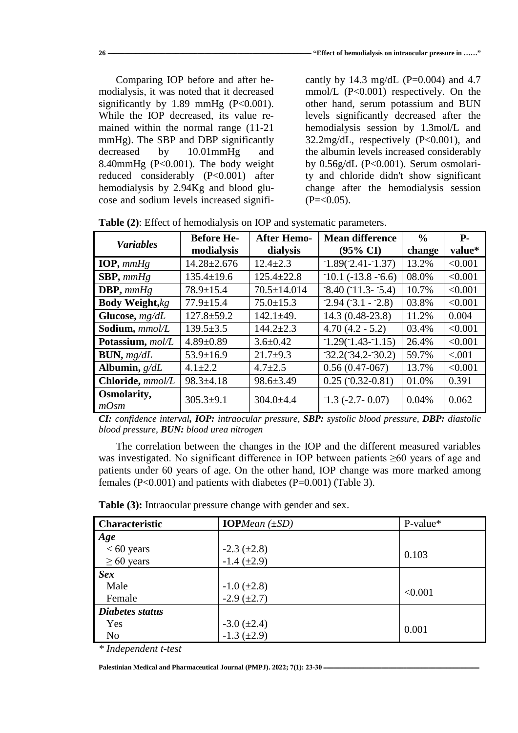Comparing IOP before and after hemodialysis, it was noted that it decreased significantly by 1.89 mmHg (P<0.001). While the IOP decreased, its value remained within the normal range (11-21 mmHg). The SBP and DBP significantly decreased by 10.01mmHg and 8.40mmHg (P<0.001). The body weight reduced considerably (P<0.001) after hemodialysis by 2.94Kg and blood glucose and sodium levels increased significantly by 14.3 mg/dL (P=0.004) and 4.7 mmol/L (P<0.001) respectively. On the other hand, serum potassium and BUN levels significantly decreased after the hemodialysis session by 1.3mol/L and 32.2mg/dL, respectively (P<0.001), and the albumin levels increased considerably by 0.56g/dL (P<0.001). Serum osmolarity and chloride didn't show significant change after the hemodialysis session (P=<0.05).

**Table (2)**: Effect of hemodialysis on IOP and systematic parameters.

| *Variables* | **Before Hemodialysis** | **After Hemodialysis** | **Mean difference (95% CI)** | **% change** | **P-value*** |
|---|---|---|---|---|---|
| **IOP,** *mmHg* | 14.28±2.676 | 12.4±2.3 | -1.89(-2.41--1.37) | 13.2% | <0.001 |
| **SBP,** *mmHg* | 135.4±19.6 | 125.4±22.8 | -10.1 (-13.8 --6.6) | 08.0% | <0.001 |
| **DBP,** *mmHg* | 78.9±15.4 | 70.5±14.014 | -8.40 (-11.3- -5.4) | 10.7% | <0.001 |
| **Body Weight,***kg* | 77.9±15.4 | 75.0±15.3 | -2.94 (-3.1 - -2.8) | 03.8% | <0.001 |
| **Glucose,** *mg/dL* | 127.8±59.2 | 142.1±49. | 14.3 (0.48-23.8) | 11.2% | 0.004 |
| **Sodium,** *mmol/L* | 139.5±3.5 | 144.2±2.3 | 4.70 (4.2 - 5.2) | 03.4% | <0.001 |
| **Potassium,** *mol/L* | 4.89±0.89 | 3.6±0.42 | -1.29(-1.43--1.15) | 26.4% | <0.001 |
| **BUN,** *mg/dL* | 53.9±16.9 | 21.7±9.3 | -32.2(-34.2--30.2) | 59.7% | <.001 |
| **Albumin,** *g/dL* | 4.1±2.2 | 4.7±2.5 | 0.56 (0.47-067) | 13.7% | <0.001 |
| **Chloride,** *mmol/L* | 98.3±4.18 | 98.6±3.49 | 0.25 (-0.32-0.81) | 01.0% | 0.391 |
| **Osmolarity,** *mOsm* | 305.3±9.1 | 304.0±4.4 | -1.3 (-2.7- 0.07) | 0.04% | 0.062 |

***CI:*** *confidence interval***, *IOP:*** *intraocular pressure,* ***SBP:*** *systolic blood pressure,* ***DBP:*** *diastolic blood pressure,* ***BUN:*** *blood urea nitrogen*

The correlation between the changes in the IOP and the different measured variables was investigated. No significant difference in IOP between patients ≥60 years of age and patients under 60 years of age. On the other hand, IOP change was more marked among females (P<0.001) and patients with diabetes (P=0.001) (Table 3).

**Table (3):** Intraocular pressure change with gender and sex.

| **Characteristic** | **IOP***Mean (±SD)* | P-value* |
|---|---|---|
| ***Age*** | | |
| < 60 years | -2.3 (±2.8) | 0.103 |
| ≥ 60 years | -1.4 (±2.9) | |
| ***Sex*** | | |
| Male | -1.0 (±2.8) | <0.001 |
| Female | -2.9 (±2.7) | |
| ***Diabetes status*** | | |
| Yes | -3.0 (±2.4) | 0.001 |
| No | -1.3 (±2.9) | |

*\* Independent t-test*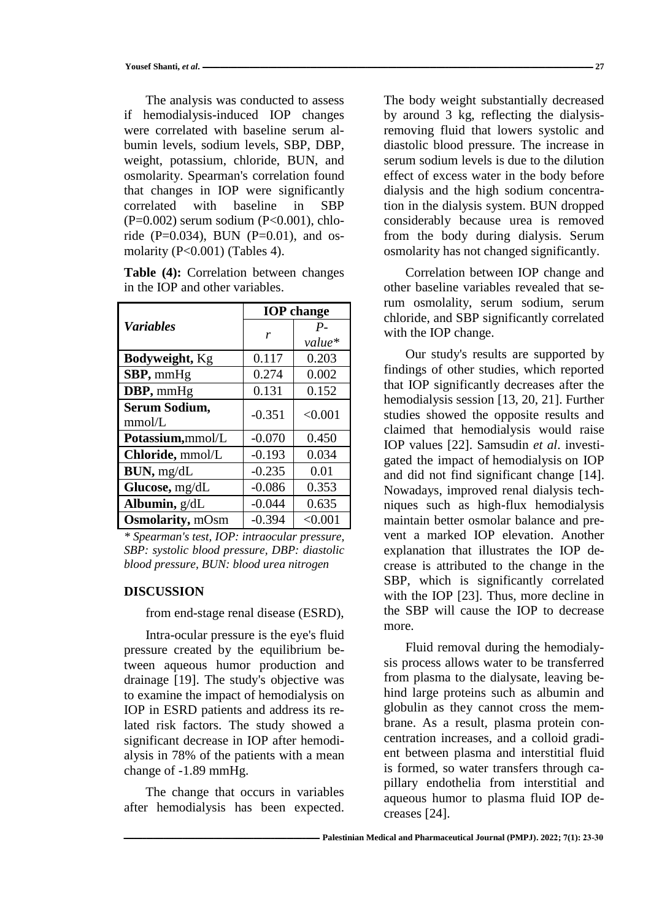The analysis was conducted to assess if hemodialysis-induced IOP changes were correlated with baseline serum albumin levels, sodium levels, SBP, DBP, weight, potassium, chloride, BUN, and osmolarity. Spearman's correlation found that changes in IOP were significantly correlated with baseline in SBP (P=0.002) serum sodium (P<0.001), chloride (P=0.034), BUN (P=0.01), and osmolarity (P<0.001) (Tables 4).

**Table (4):** Correlation between changes in the IOP and other variables.

| *Variables* | **IOP change** | |
|---|---|---|
| | *r* | *P-value\** |
| **Bodyweight,** Kg | 0.117 | 0.203 |
| **SBP,** mmHg | 0.274 | 0.002 |
| **DBP,** mmHg | 0.131 | 0.152 |
| **Serum Sodium,** mmol/L | -0.351 | <0.001 |
| **Potassium,** mmol/L | -0.070 | 0.450 |
| **Chloride,** mmol/L | -0.193 | 0.034 |
| **BUN,** mg/dL | -0.235 | 0.01 |
| **Glucose,** mg/dL | -0.086 | 0.353 |
| **Albumin,** g/dL | -0.044 | 0.635 |
| **Osmolarity,** mOsm | -0.394 | <0.001 |

*\* Spearman's test, IOP: intraocular pressure, SBP: systolic blood pressure, DBP: diastolic blood pressure, BUN: blood urea nitrogen*

## DISCUSSION

from end-stage renal disease (ESRD),

Intra-ocular pressure is the eye's fluid pressure created by the equilibrium between aqueous humor production and drainage [19]. The study's objective was to examine the impact of hemodialysis on IOP in ESRD patients and address its related risk factors. The study showed a significant decrease in IOP after hemodialysis in 78% of the patients with a mean change of -1.89 mmHg.

The change that occurs in variables after hemodialysis has been expected. The body weight substantially decreased by around 3 kg, reflecting the dialysis-removing fluid that lowers systolic and diastolic blood pressure. The increase in serum sodium levels is due to the dilution effect of excess water in the body before dialysis and the high sodium concentration in the dialysis system. BUN dropped considerably because urea is removed from the body during dialysis. Serum osmolarity has not changed significantly.

Correlation between IOP change and other baseline variables revealed that serum osmolality, serum sodium, serum chloride, and SBP significantly correlated with the IOP change.

Our study's results are supported by findings of other studies, which reported that IOP significantly decreases after the hemodialysis session [13, 20, 21]. Further studies showed the opposite results and claimed that hemodialysis would raise IOP values [22]. Samsudin *et al*. investigated the impact of hemodialysis on IOP and did not find significant change [14]. Nowadays, improved renal dialysis techniques such as high-flux hemodialysis maintain better osmolar balance and prevent a marked IOP elevation. Another explanation that illustrates the IOP decrease is attributed to the change in the SBP, which is significantly correlated with the IOP [23]. Thus, more decline in the SBP will cause the IOP to decrease more.

Fluid removal during the hemodialysis process allows water to be transferred from plasma to the dialysate, leaving behind large proteins such as albumin and globulin as they cannot cross the membrane. As a result, plasma protein concentration increases, and a colloid gradient between plasma and interstitial fluid is formed, so water transfers through capillary endothelia from interstitial and aqueous humor to plasma fluid IOP decreases [24].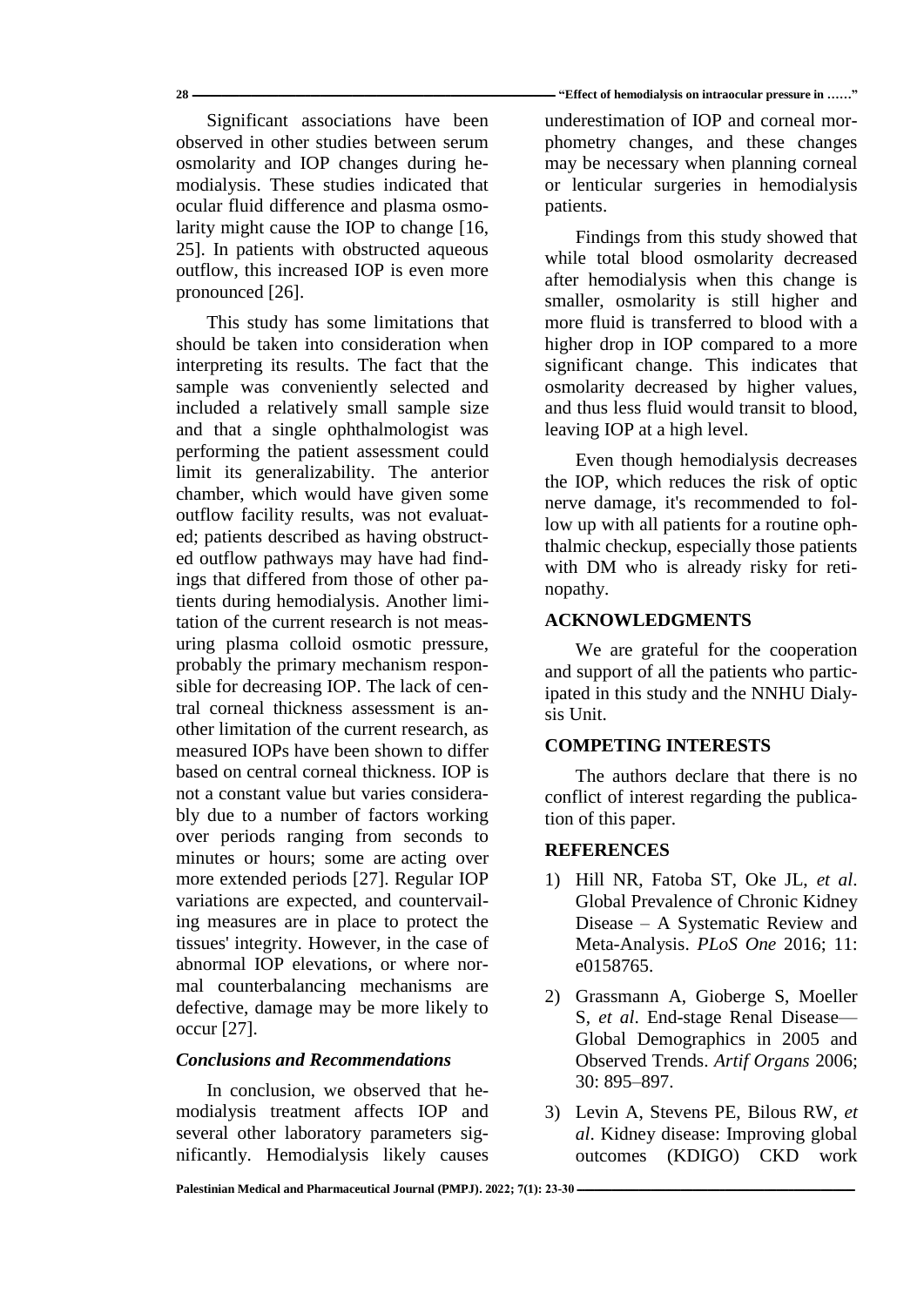Significant associations have been observed in other studies between serum osmolarity and IOP changes during hemodialysis. These studies indicated that ocular fluid difference and plasma osmolarity might cause the IOP to change [16, 25]. In patients with obstructed aqueous outflow, this increased IOP is even more pronounced [26].

This study has some limitations that should be taken into consideration when interpreting its results. The fact that the sample was conveniently selected and included a relatively small sample size and that a single ophthalmologist was performing the patient assessment could limit its generalizability. The anterior chamber, which would have given some outflow facility results, was not evaluated; patients described as having obstructed outflow pathways may have had findings that differed from those of other patients during hemodialysis. Another limitation of the current research is not measuring plasma colloid osmotic pressure, probably the primary mechanism responsible for decreasing IOP. The lack of central corneal thickness assessment is another limitation of the current research, as measured IOPs have been shown to differ based on central corneal thickness. IOP is not a constant value but varies considerably due to a number of factors working over periods ranging from seconds to minutes or hours; some are acting over more extended periods [27]. Regular IOP variations are expected, and countervailing measures are in place to protect the tissues' integrity. However, in the case of abnormal IOP elevations, or where normal counterbalancing mechanisms are defective, damage may be more likely to occur [27].

### *Conclusions and Recommendations*

In conclusion, we observed that hemodialysis treatment affects IOP and several other laboratory parameters significantly. Hemodialysis likely causes underestimation of IOP and corneal morphometry changes, and these changes may be necessary when planning corneal or lenticular surgeries in hemodialysis patients.

Findings from this study showed that while total blood osmolarity decreased after hemodialysis when this change is smaller, osmolarity is still higher and more fluid is transferred to blood with a higher drop in IOP compared to a more significant change. This indicates that osmolarity decreased by higher values, and thus less fluid would transit to blood, leaving IOP at a high level.

Even though hemodialysis decreases the IOP, which reduces the risk of optic nerve damage, it's recommended to follow up with all patients for a routine ophthalmic checkup, especially those patients with DM who is already risky for retinopathy.

## ACKNOWLEDGMENTS

We are grateful for the cooperation and support of all the patients who participated in this study and the NNHU Dialysis Unit.

## COMPETING INTERESTS

The authors declare that there is no conflict of interest regarding the publication of this paper.

## REFERENCES

1) Hill NR, Fatoba ST, Oke JL, *et al*. Global Prevalence of Chronic Kidney Disease – A Systematic Review and Meta-Analysis. *PLoS One* 2016; 11: e0158765.
2) Grassmann A, Gioberge S, Moeller S, *et al*. End-stage Renal Disease—Global Demographics in 2005 and Observed Trends. *Artif Organs* 2006; 30: 895–897.
3) Levin A, Stevens PE, Bilous RW, *et al*. Kidney disease: Improving global outcomes (KDIGO) CKD work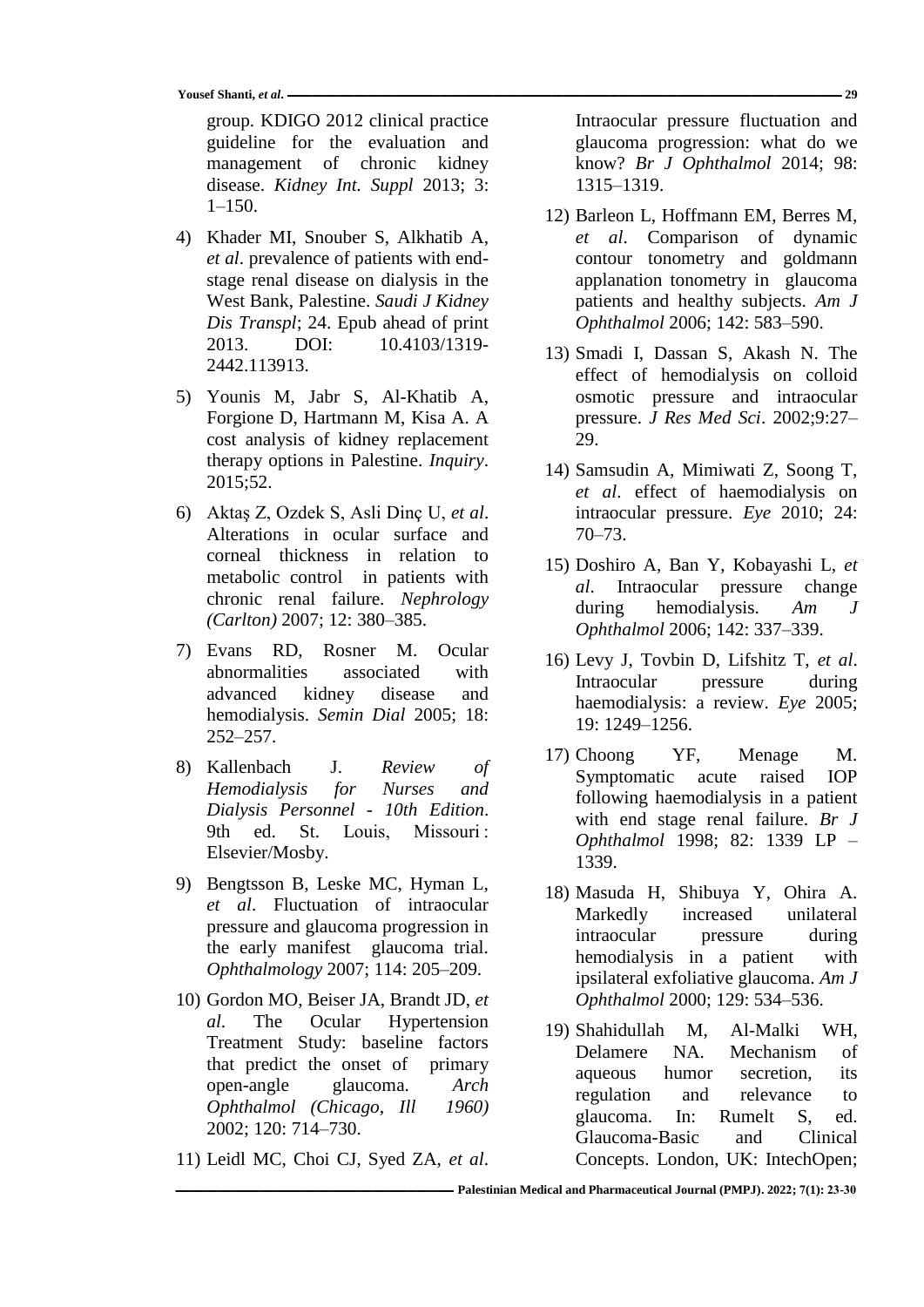group. KDIGO 2012 clinical practice guideline for the evaluation and management of chronic kidney disease. *Kidney Int. Suppl* 2013; 3: 1–150.

4) Khader MI, Snouber S, Alkhatib A, *et al*. prevalence of patients with end-stage renal disease on dialysis in the West Bank, Palestine. *Saudi J Kidney Dis Transpl*; 24. Epub ahead of print 2013. DOI: 10.4103/1319-2442.113913.

5) Younis M, Jabr S, Al-Khatib A, Forgione D, Hartmann M, Kisa A. A cost analysis of kidney replacement therapy options in Palestine. *Inquiry*. 2015;52.

6) Aktaş Z, Ozdek S, Asli Dinç U, *et al*. Alterations in ocular surface and corneal thickness in relation to metabolic control in patients with chronic renal failure. *Nephrology (Carlton)* 2007; 12: 380–385.

7) Evans RD, Rosner M. Ocular abnormalities associated with advanced kidney disease and hemodialysis. *Semin Dial* 2005; 18: 252–257.

8) Kallenbach J. *Review of Hemodialysis for Nurses and Dialysis Personnel - 10th Edition*. 9th ed. St. Louis, Missouri : Elsevier/Mosby.

9) Bengtsson B, Leske MC, Hyman L, *et al*. Fluctuation of intraocular pressure and glaucoma progression in the early manifest glaucoma trial. *Ophthalmology* 2007; 114: 205–209.

10) Gordon MO, Beiser JA, Brandt JD, *et al*. The Ocular Hypertension Treatment Study: baseline factors that predict the onset of primary open-angle glaucoma. *Arch Ophthalmol (Chicago, Ill 1960)* 2002; 120: 714–730.

11) Leidl MC, Choi CJ, Syed ZA, *et al*. Intraocular pressure fluctuation and glaucoma progression: what do we know? *Br J Ophthalmol* 2014; 98: 1315–1319.

12) Barleon L, Hoffmann EM, Berres M, *et al*. Comparison of dynamic contour tonometry and goldmann applanation tonometry in glaucoma patients and healthy subjects. *Am J Ophthalmol* 2006; 142: 583–590.

13) Smadi I, Dassan S, Akash N. The effect of hemodialysis on colloid osmotic pressure and intraocular pressure. *J Res Med Sci*. 2002;9:27–29.

14) Samsudin A, Mimiwati Z, Soong T, *et al*. effect of haemodialysis on intraocular pressure. *Eye* 2010; 24: 70–73.

15) Doshiro A, Ban Y, Kobayashi L, *et al*. Intraocular pressure change during hemodialysis. *Am J Ophthalmol* 2006; 142: 337–339.

16) Levy J, Tovbin D, Lifshitz T, *et al*. Intraocular pressure during haemodialysis: a review. *Eye* 2005; 19: 1249–1256.

17) Choong YF, Menage M. Symptomatic acute raised IOP following haemodialysis in a patient with end stage renal failure. *Br J Ophthalmol* 1998; 82: 1339 LP – 1339.

18) Masuda H, Shibuya Y, Ohira A. Markedly increased unilateral intraocular pressure during hemodialysis in a patient with ipsilateral exfoliative glaucoma. *Am J Ophthalmol* 2000; 129: 534–536.

19) Shahidullah M, Al-Malki WH, Delamere NA. Mechanism of aqueous humor secretion, its regulation and relevance to glaucoma. In: Rumelt S, ed. Glaucoma-Basic and Clinical Concepts. London, UK: IntechOpen;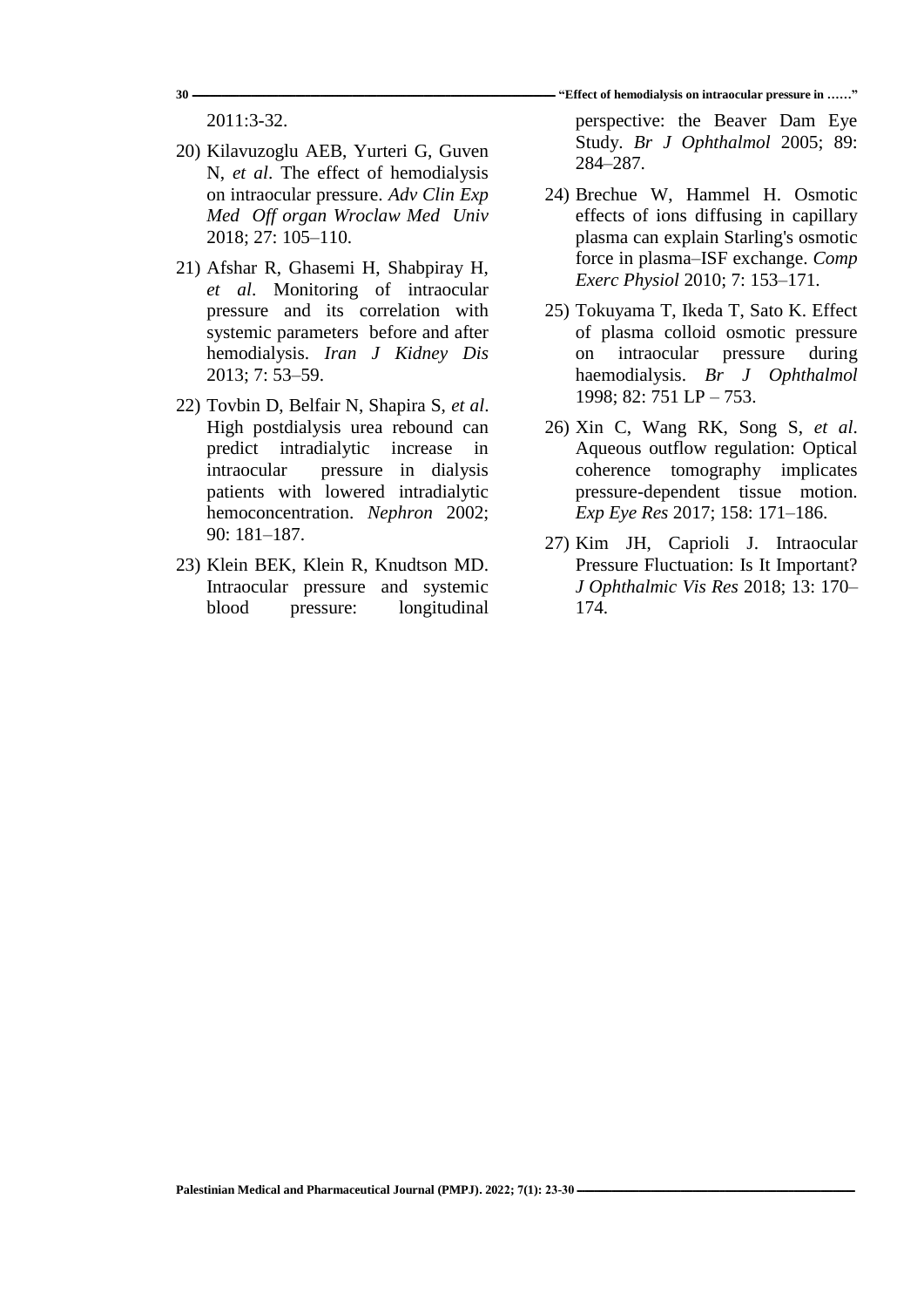2011:3-32.

20) Kilavuzoglu AEB, Yurteri G, Guven N, *et al*. The effect of hemodialysis on intraocular pressure. *Adv Clin Exp Med Off organ Wroclaw Med Univ* 2018; 27: 105–110.

21) Afshar R, Ghasemi H, Shabpiray H, *et al*. Monitoring of intraocular pressure and its correlation with systemic parameters before and after hemodialysis. *Iran J Kidney Dis* 2013; 7: 53–59.

22) Tovbin D, Belfair N, Shapira S, *et al*. High postdialysis urea rebound can predict intradialytic increase in intraocular pressure in dialysis patients with lowered intradialytic hemoconcentration. *Nephron* 2002; 90: 181–187.

23) Klein BEK, Klein R, Knudtson MD. Intraocular pressure and systemic blood pressure: longitudinal perspective: the Beaver Dam Eye Study. *Br J Ophthalmol* 2005; 89: 284–287.

24) Brechue W, Hammel H. Osmotic effects of ions diffusing in capillary plasma can explain Starling's osmotic force in plasma–ISF exchange. *Comp Exerc Physiol* 2010; 7: 153–171.

25) Tokuyama T, Ikeda T, Sato K. Effect of plasma colloid osmotic pressure on intraocular pressure during haemodialysis. *Br J Ophthalmol* 1998; 82: 751 LP – 753.

26) Xin C, Wang RK, Song S, *et al*. Aqueous outflow regulation: Optical coherence tomography implicates pressure-dependent tissue motion. *Exp Eye Res* 2017; 158: 171–186.

27) Kim JH, Caprioli J. Intraocular Pressure Fluctuation: Is It Important? *J Ophthalmic Vis Res* 2018; 13: 170–174.